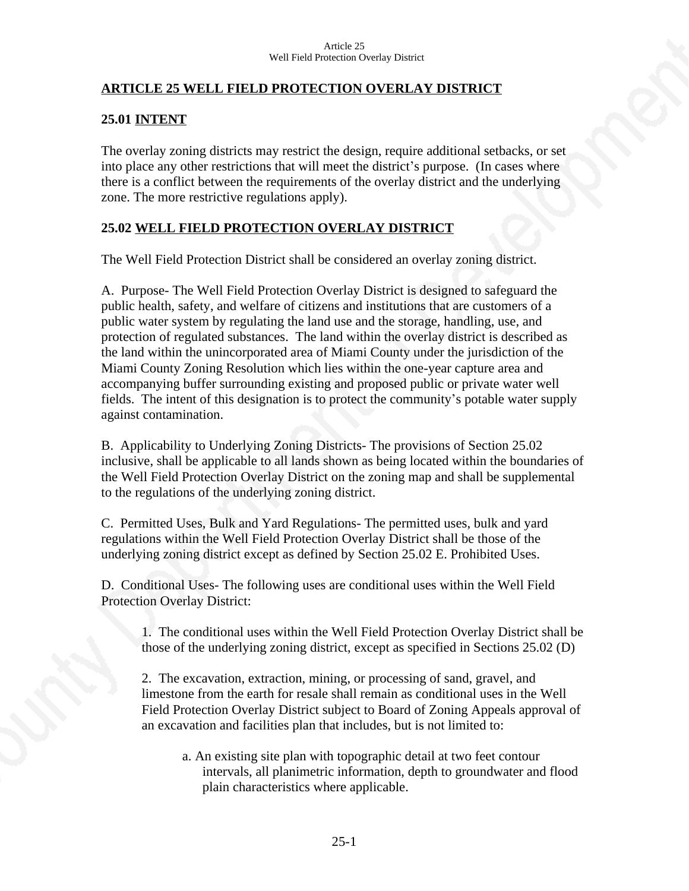# ARTICLE 25 WELL FIELD PROTECTION OVERLAY DISTRICT

## 25.01 INTENT

The overlay zoning districts may restrict the design, require additional setbacks, or set into place any other restrictions that will meet the district's purpose. (In cases where there is a conflict between the requirements of the overlay district and the underlying zone. The more restrictive regulations apply).

## 25.02 WELL FIELD PROTECTION OVERLAY DISTRICT

The Well Field Protection District shall be considered an overlay zoning district.

A. Purpose- The Well Field Protection Overlay District is designed to safeguard the public health, safety, and welfare of citizens and institutions that are customers of a public water system by regulating the land use and the storage, handling, use, and protection of regulated substances. The land within the overlay district is described as the land within the unincorporated area of Miami County under the jurisdiction of the Miami County Zoning Resolution which lies within the one-year capture area and accompanying buffer surrounding existing and proposed public or private water well fields. The intent of this designation is to protect the community's potable water supply against contamination.

B. Applicability to Underlying Zoning Districts- The provisions of Section 25.02 inclusive, shall be applicable to all lands shown as being located within the boundaries of the Well Field Protection Overlay District on the zoning map and shall be supplemental to the regulations of the underlying zoning district.

C. Permitted Uses, Bulk and Yard Regulations- The permitted uses, bulk and yard regulations within the Well Field Protection Overlay District shall be those of the underlying zoning district except as defined by Section 25.02 E. Prohibited Uses.

D. Conditional Uses- The following uses are conditional uses within the Well Field Protection Overlay District:

1. The conditional uses within the Well Field Protection Overlay District shall be those of the underlying zoning district, except as specified in Sections 25.02 (D)

2. The excavation, extraction, mining, or processing of sand, gravel, and limestone from the earth for resale shall remain as conditional uses in the Well Field Protection Overlay District subject to Board of Zoning Appeals approval of an excavation and facilities plan that includes, but is not limited to:

   a. An existing site plan with topographic detail at two feet contour intervals, all planimetric information, depth to groundwater and flood plain characteristics where applicable.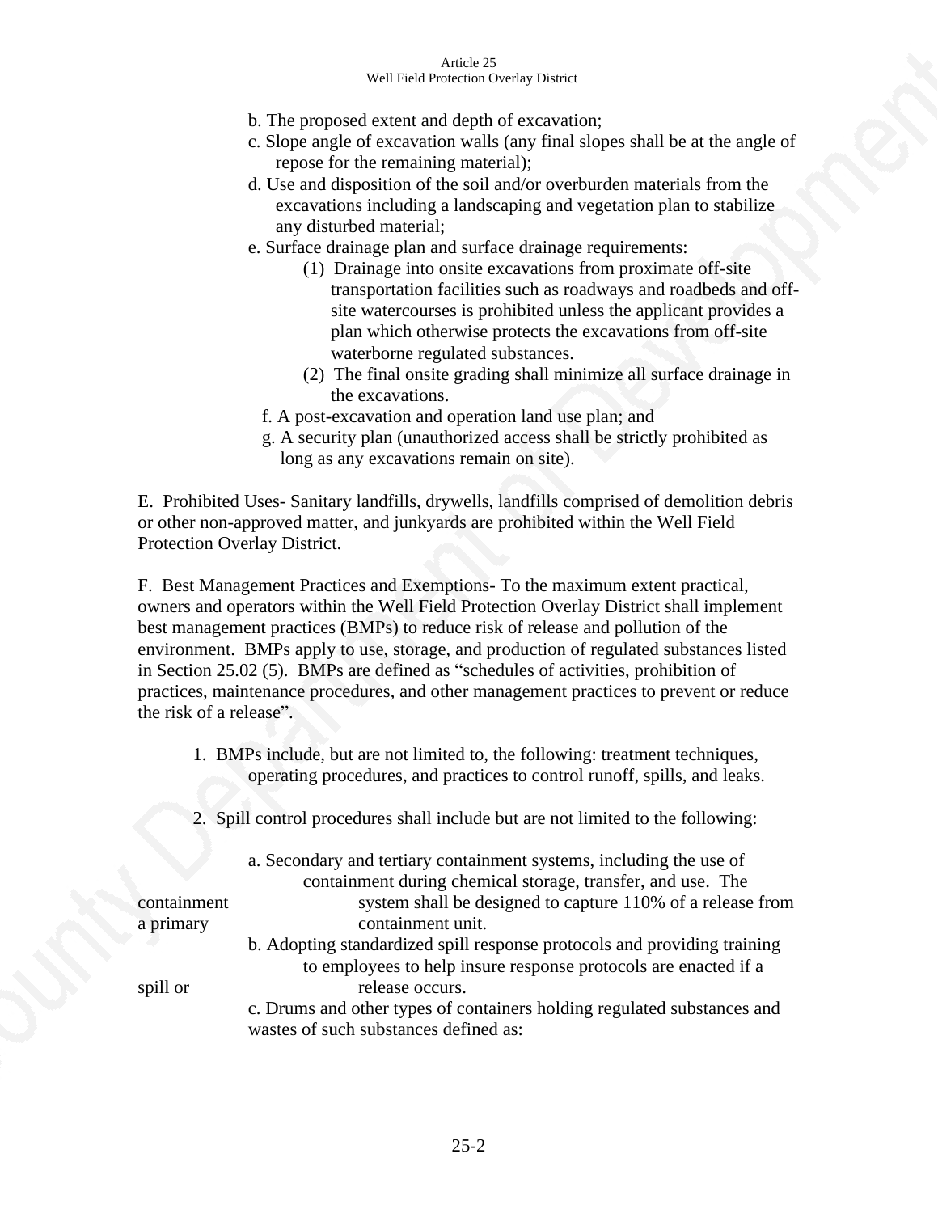b. The proposed extent and depth of excavation;

c. Slope angle of excavation walls (any final slopes shall be at the angle of repose for the remaining material);

d. Use and disposition of the soil and/or overburden materials from the excavations including a landscaping and vegetation plan to stabilize any disturbed material;

e. Surface drainage plan and surface drainage requirements:

(1) Drainage into onsite excavations from proximate off-site transportation facilities such as roadways and roadbeds and off-site watercourses is prohibited unless the applicant provides a plan which otherwise protects the excavations from off-site waterborne regulated substances.

(2) The final onsite grading shall minimize all surface drainage in the excavations.

f. A post-excavation and operation land use plan; and

g. A security plan (unauthorized access shall be strictly prohibited as long as any excavations remain on site).

E. Prohibited Uses- Sanitary landfills, drywells, landfills comprised of demolition debris or other non-approved matter, and junkyards are prohibited within the Well Field Protection Overlay District.

F. Best Management Practices and Exemptions- To the maximum extent practical, owners and operators within the Well Field Protection Overlay District shall implement best management practices (BMPs) to reduce risk of release and pollution of the environment. BMPs apply to use, storage, and production of regulated substances listed in Section 25.02 (5). BMPs are defined as "schedules of activities, prohibition of practices, maintenance procedures, and other management practices to prevent or reduce the risk of a release".

1. BMPs include, but are not limited to, the following: treatment techniques, operating procedures, and practices to control runoff, spills, and leaks.

2. Spill control procedures shall include but are not limited to the following:

a. Secondary and tertiary containment systems, including the use of containment during chemical storage, transfer, and use. The containment system shall be designed to capture 110% of a release from a primary containment unit.

b. Adopting standardized spill response protocols and providing training to employees to help insure response protocols are enacted if a spill or release occurs.

c. Drums and other types of containers holding regulated substances and wastes of such substances defined as: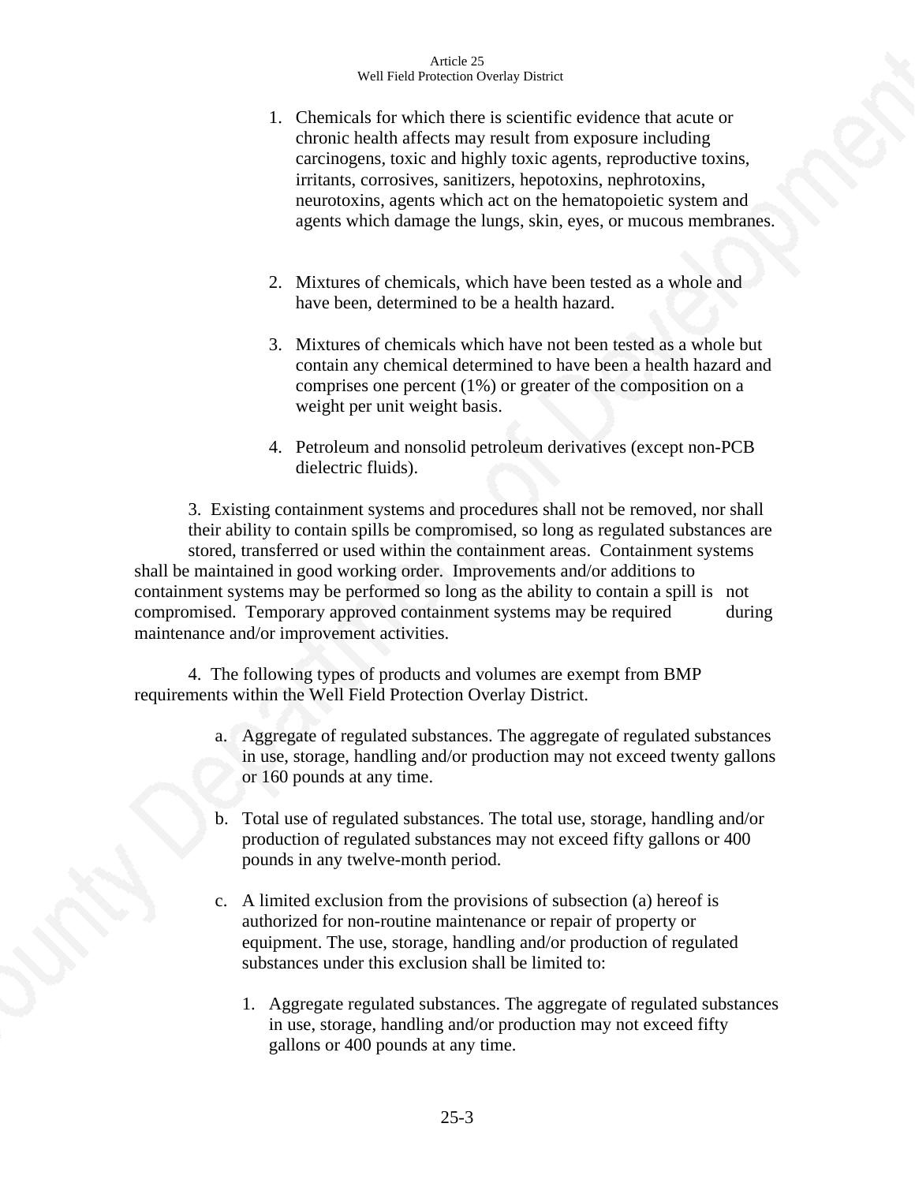1. Chemicals for which there is scientific evidence that acute or chronic health affects may result from exposure including carcinogens, toxic and highly toxic agents, reproductive toxins, irritants, corrosives, sanitizers, hepotoxins, nephrotoxins, neurotoxins, agents which act on the hematopoietic system and agents which damage the lungs, skin, eyes, or mucous membranes.

2. Mixtures of chemicals, which have been tested as a whole and have been, determined to be a health hazard.

3. Mixtures of chemicals which have not been tested as a whole but contain any chemical determined to have been a health hazard and comprises one percent (1%) or greater of the composition on a weight per unit weight basis.

4. Petroleum and nonsolid petroleum derivatives (except non-PCB dielectric fluids).

3. Existing containment systems and procedures shall not be removed, nor shall their ability to contain spills be compromised, so long as regulated substances are stored, transferred or used within the containment areas. Containment systems shall be maintained in good working order. Improvements and/or additions to containment systems may be performed so long as the ability to contain a spill is not compromised. Temporary approved containment systems may be required during maintenance and/or improvement activities.

4. The following types of products and volumes are exempt from BMP requirements within the Well Field Protection Overlay District.

a. Aggregate of regulated substances. The aggregate of regulated substances in use, storage, handling and/or production may not exceed twenty gallons or 160 pounds at any time.

b. Total use of regulated substances. The total use, storage, handling and/or production of regulated substances may not exceed fifty gallons or 400 pounds in any twelve-month period.

c. A limited exclusion from the provisions of subsection (a) hereof is authorized for non-routine maintenance or repair of property or equipment. The use, storage, handling and/or production of regulated substances under this exclusion shall be limited to:

   1. Aggregate regulated substances. The aggregate of regulated substances in use, storage, handling and/or production may not exceed fifty gallons or 400 pounds at any time.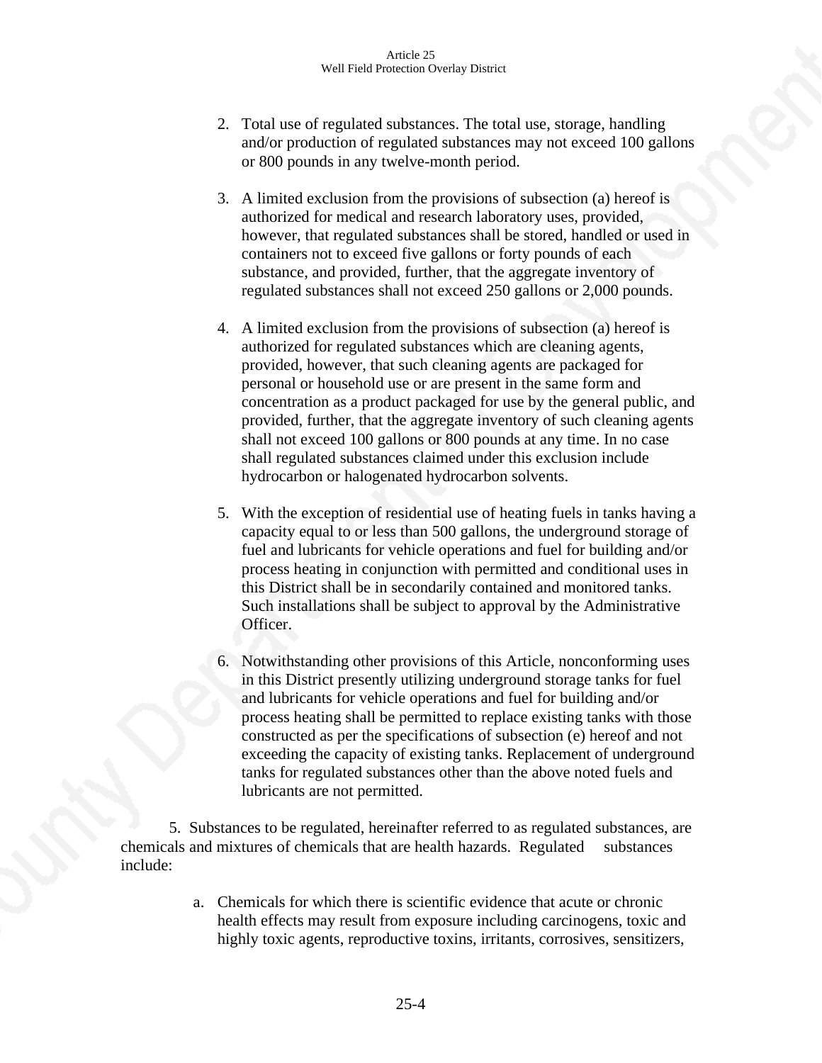2. Total use of regulated substances. The total use, storage, handling and/or production of regulated substances may not exceed 100 gallons or 800 pounds in any twelve-month period.

3. A limited exclusion from the provisions of subsection (a) hereof is authorized for medical and research laboratory uses, provided, however, that regulated substances shall be stored, handled or used in containers not to exceed five gallons or forty pounds of each substance, and provided, further, that the aggregate inventory of regulated substances shall not exceed 250 gallons or 2,000 pounds.

4. A limited exclusion from the provisions of subsection (a) hereof is authorized for regulated substances which are cleaning agents, provided, however, that such cleaning agents are packaged for personal or household use or are present in the same form and concentration as a product packaged for use by the general public, and provided, further, that the aggregate inventory of such cleaning agents shall not exceed 100 gallons or 800 pounds at any time. In no case shall regulated substances claimed under this exclusion include hydrocarbon or halogenated hydrocarbon solvents.

5. With the exception of residential use of heating fuels in tanks having a capacity equal to or less than 500 gallons, the underground storage of fuel and lubricants for vehicle operations and fuel for building and/or process heating in conjunction with permitted and conditional uses in this District shall be in secondarily contained and monitored tanks. Such installations shall be subject to approval by the Administrative Officer.

6. Notwithstanding other provisions of this Article, nonconforming uses in this District presently utilizing underground storage tanks for fuel and lubricants for vehicle operations and fuel for building and/or process heating shall be permitted to replace existing tanks with those constructed as per the specifications of subsection (e) hereof and not exceeding the capacity of existing tanks. Replacement of underground tanks for regulated substances other than the above noted fuels and lubricants are not permitted.

5. Substances to be regulated, hereinafter referred to as regulated substances, are chemicals and mixtures of chemicals that are health hazards. Regulated substances include:

a. Chemicals for which there is scientific evidence that acute or chronic health effects may result from exposure including carcinogens, toxic and highly toxic agents, reproductive toxins, irritants, corrosives, sensitizers,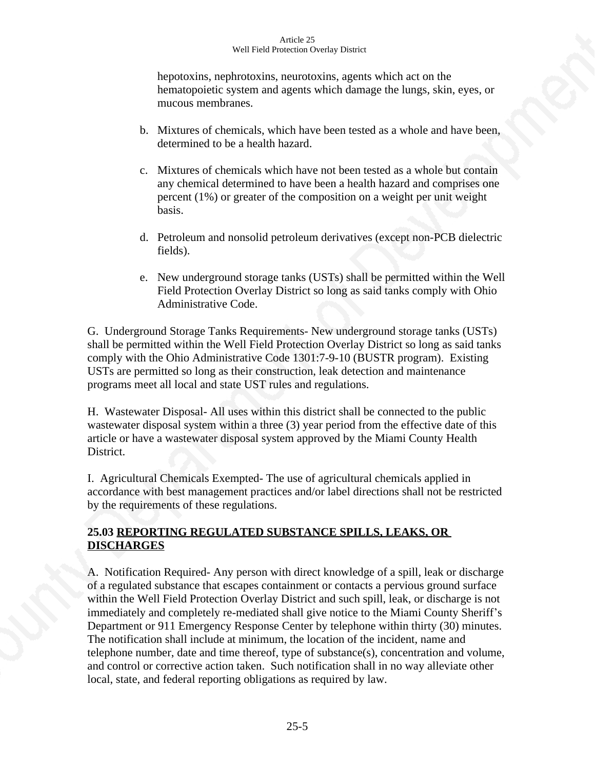hepotoxins, nephrotoxins, neurotoxins, agents which act on the hematopoietic system and agents which damage the lungs, skin, eyes, or mucous membranes.

b. Mixtures of chemicals, which have been tested as a whole and have been, determined to be a health hazard.

c. Mixtures of chemicals which have not been tested as a whole but contain any chemical determined to have been a health hazard and comprises one percent (1%) or greater of the composition on a weight per unit weight basis.

d. Petroleum and nonsolid petroleum derivatives (except non-PCB dielectric fields).

e. New underground storage tanks (USTs) shall be permitted within the Well Field Protection Overlay District so long as said tanks comply with Ohio Administrative Code.

G. Underground Storage Tanks Requirements- New underground storage tanks (USTs) shall be permitted within the Well Field Protection Overlay District so long as said tanks comply with the Ohio Administrative Code 1301:7-9-10 (BUSTR program). Existing USTs are permitted so long as their construction, leak detection and maintenance programs meet all local and state UST rules and regulations.

H. Wastewater Disposal- All uses within this district shall be connected to the public wastewater disposal system within a three (3) year period from the effective date of this article or have a wastewater disposal system approved by the Miami County Health District.

I. Agricultural Chemicals Exempted- The use of agricultural chemicals applied in accordance with best management practices and/or label directions shall not be restricted by the requirements of these regulations.

## 25.03 REPORTING REGULATED SUBSTANCE SPILLS, LEAKS, OR DISCHARGES

A. Notification Required- Any person with direct knowledge of a spill, leak or discharge of a regulated substance that escapes containment or contacts a pervious ground surface within the Well Field Protection Overlay District and such spill, leak, or discharge is not immediately and completely re-mediated shall give notice to the Miami County Sheriff's Department or 911 Emergency Response Center by telephone within thirty (30) minutes. The notification shall include at minimum, the location of the incident, name and telephone number, date and time thereof, type of substance(s), concentration and volume, and control or corrective action taken. Such notification shall in no way alleviate other local, state, and federal reporting obligations as required by law.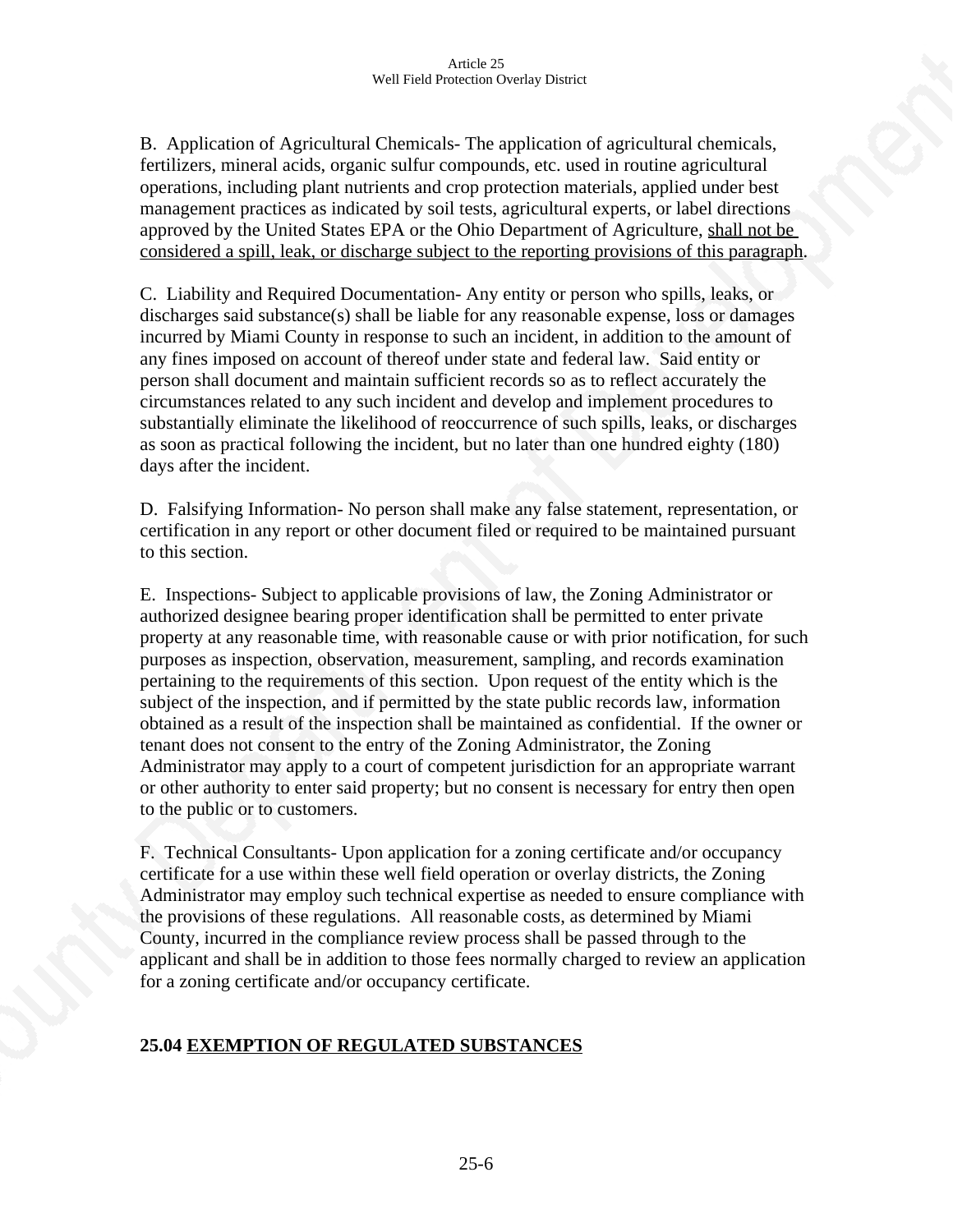B. Application of Agricultural Chemicals- The application of agricultural chemicals, fertilizers, mineral acids, organic sulfur compounds, etc. used in routine agricultural operations, including plant nutrients and crop protection materials, applied under best management practices as indicated by soil tests, agricultural experts, or label directions approved by the United States EPA or the Ohio Department of Agriculture, <u>shall not be considered a spill, leak, or discharge subject to the reporting provisions of this paragraph</u>.

C. Liability and Required Documentation- Any entity or person who spills, leaks, or discharges said substance(s) shall be liable for any reasonable expense, loss or damages incurred by Miami County in response to such an incident, in addition to the amount of any fines imposed on account of thereof under state and federal law. Said entity or person shall document and maintain sufficient records so as to reflect accurately the circumstances related to any such incident and develop and implement procedures to substantially eliminate the likelihood of reoccurrence of such spills, leaks, or discharges as soon as practical following the incident, but no later than one hundred eighty (180) days after the incident.

D. Falsifying Information- No person shall make any false statement, representation, or certification in any report or other document filed or required to be maintained pursuant to this section.

E. Inspections- Subject to applicable provisions of law, the Zoning Administrator or authorized designee bearing proper identification shall be permitted to enter private property at any reasonable time, with reasonable cause or with prior notification, for such purposes as inspection, observation, measurement, sampling, and records examination pertaining to the requirements of this section. Upon request of the entity which is the subject of the inspection, and if permitted by the state public records law, information obtained as a result of the inspection shall be maintained as confidential. If the owner or tenant does not consent to the entry of the Zoning Administrator, the Zoning Administrator may apply to a court of competent jurisdiction for an appropriate warrant or other authority to enter said property; but no consent is necessary for entry then open to the public or to customers.

F. Technical Consultants- Upon application for a zoning certificate and/or occupancy certificate for a use within these well field operation or overlay districts, the Zoning Administrator may employ such technical expertise as needed to ensure compliance with the provisions of these regulations. All reasonable costs, as determined by Miami County, incurred in the compliance review process shall be passed through to the applicant and shall be in addition to those fees normally charged to review an application for a zoning certificate and/or occupancy certificate.

## 25.04 <u>EXEMPTION OF REGULATED SUBSTANCES</u>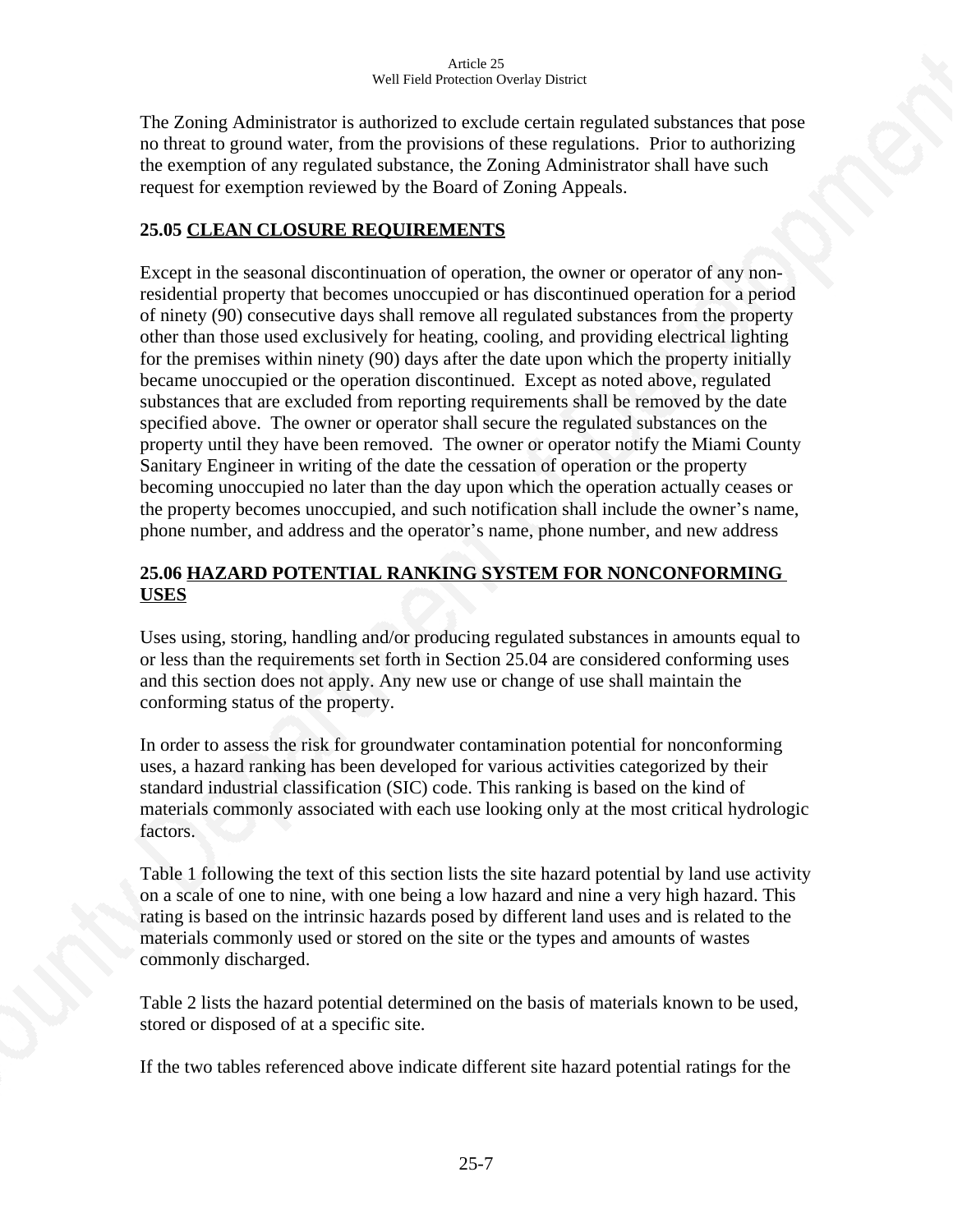The Zoning Administrator is authorized to exclude certain regulated substances that pose no threat to ground water, from the provisions of these regulations. Prior to authorizing the exemption of any regulated substance, the Zoning Administrator shall have such request for exemption reviewed by the Board of Zoning Appeals.

## 25.05 CLEAN CLOSURE REQUIREMENTS

Except in the seasonal discontinuation of operation, the owner or operator of any non-residential property that becomes unoccupied or has discontinued operation for a period of ninety (90) consecutive days shall remove all regulated substances from the property other than those used exclusively for heating, cooling, and providing electrical lighting for the premises within ninety (90) days after the date upon which the property initially became unoccupied or the operation discontinued. Except as noted above, regulated substances that are excluded from reporting requirements shall be removed by the date specified above. The owner or operator shall secure the regulated substances on the property until they have been removed. The owner or operator notify the Miami County Sanitary Engineer in writing of the date the cessation of operation or the property becoming unoccupied no later than the day upon which the operation actually ceases or the property becomes unoccupied, and such notification shall include the owner's name, phone number, and address and the operator's name, phone number, and new address

## 25.06 HAZARD POTENTIAL RANKING SYSTEM FOR NONCONFORMING USES

Uses using, storing, handling and/or producing regulated substances in amounts equal to or less than the requirements set forth in Section 25.04 are considered conforming uses and this section does not apply. Any new use or change of use shall maintain the conforming status of the property.

In order to assess the risk for groundwater contamination potential for nonconforming uses, a hazard ranking has been developed for various activities categorized by their standard industrial classification (SIC) code. This ranking is based on the kind of materials commonly associated with each use looking only at the most critical hydrologic factors.

Table 1 following the text of this section lists the site hazard potential by land use activity on a scale of one to nine, with one being a low hazard and nine a very high hazard. This rating is based on the intrinsic hazards posed by different land uses and is related to the materials commonly used or stored on the site or the types and amounts of wastes commonly discharged.

Table 2 lists the hazard potential determined on the basis of materials known to be used, stored or disposed of at a specific site.

If the two tables referenced above indicate different site hazard potential ratings for the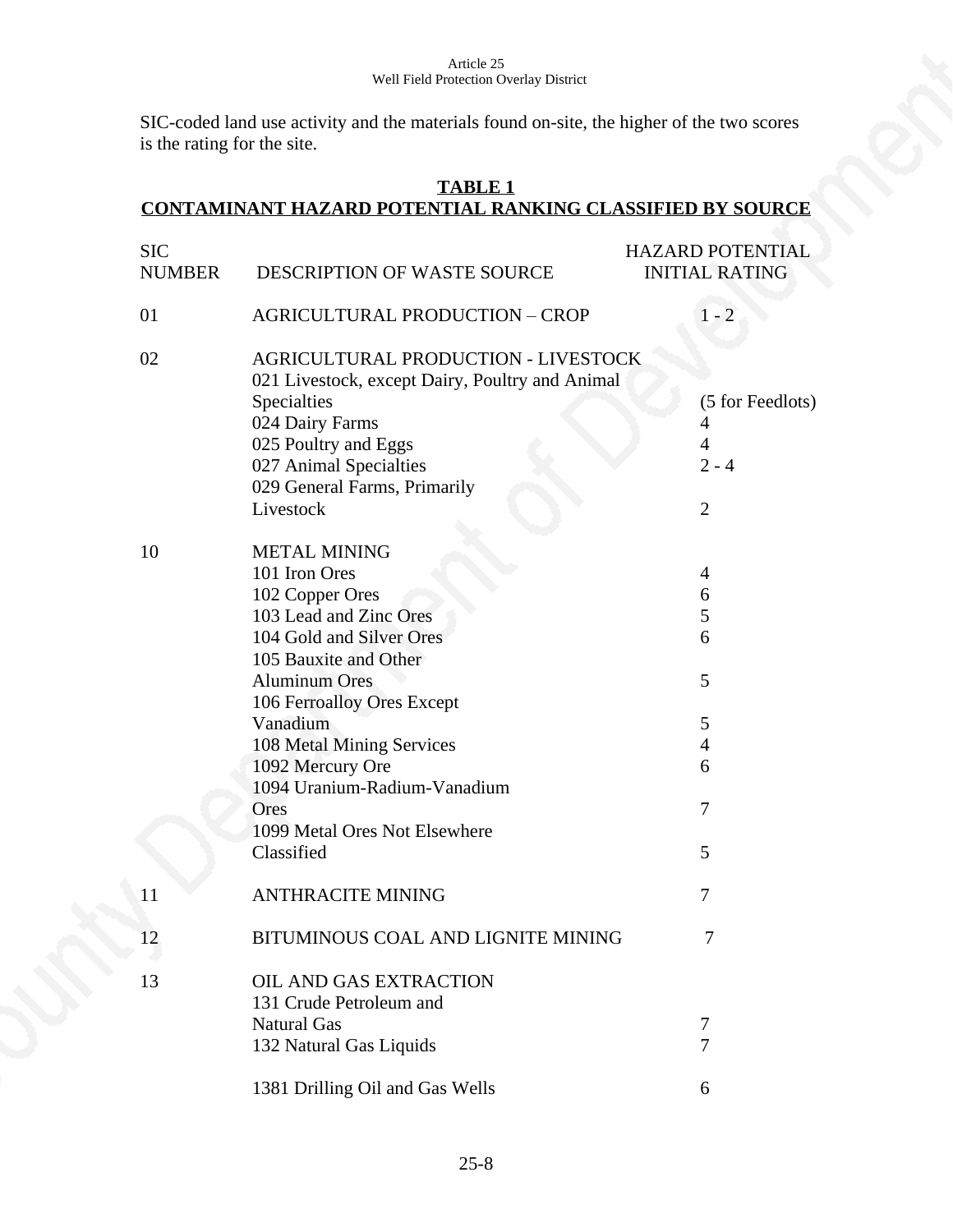SIC-coded land use activity and the materials found on-site, the higher of the two scores is the rating for the site.

**TABLE 1**
**CONTAMINANT HAZARD POTENTIAL RANKING CLASSIFIED BY SOURCE**

| SIC NUMBER | DESCRIPTION OF WASTE SOURCE | HAZARD POTENTIAL INITIAL RATING |
|---|---|---|
| 01 | AGRICULTURAL PRODUCTION – CROP | 1 - 2 |
| 02 | AGRICULTURAL PRODUCTION - LIVESTOCK | |
| | 021 Livestock, except Dairy, Poultry and Animal Specialties | (5 for Feedlots) |
| | 024 Dairy Farms | 4 |
| | 025 Poultry and Eggs | 4 |
| | 027 Animal Specialties | 2 - 4 |
| | 029 General Farms, Primarily Livestock | 2 |
| 10 | METAL MINING | |
| | 101 Iron Ores | 4 |
| | 102 Copper Ores | 6 |
| | 103 Lead and Zinc Ores | 5 |
| | 104 Gold and Silver Ores | 6 |
| | 105 Bauxite and Other Aluminum Ores | 5 |
| | 106 Ferroalloy Ores Except Vanadium | 5 |
| | 108 Metal Mining Services | 4 |
| | 1092 Mercury Ore | 6 |
| | 1094 Uranium-Radium-Vanadium Ores | 7 |
| | 1099 Metal Ores Not Elsewhere Classified | 5 |
| 11 | ANTHRACITE MINING | 7 |
| 12 | BITUMINOUS COAL AND LIGNITE MINING | 7 |
| 13 | OIL AND GAS EXTRACTION | |
| | 131 Crude Petroleum and Natural Gas | 7 |
| | 132 Natural Gas Liquids | 7 |
| | 1381 Drilling Oil and Gas Wells | 6 |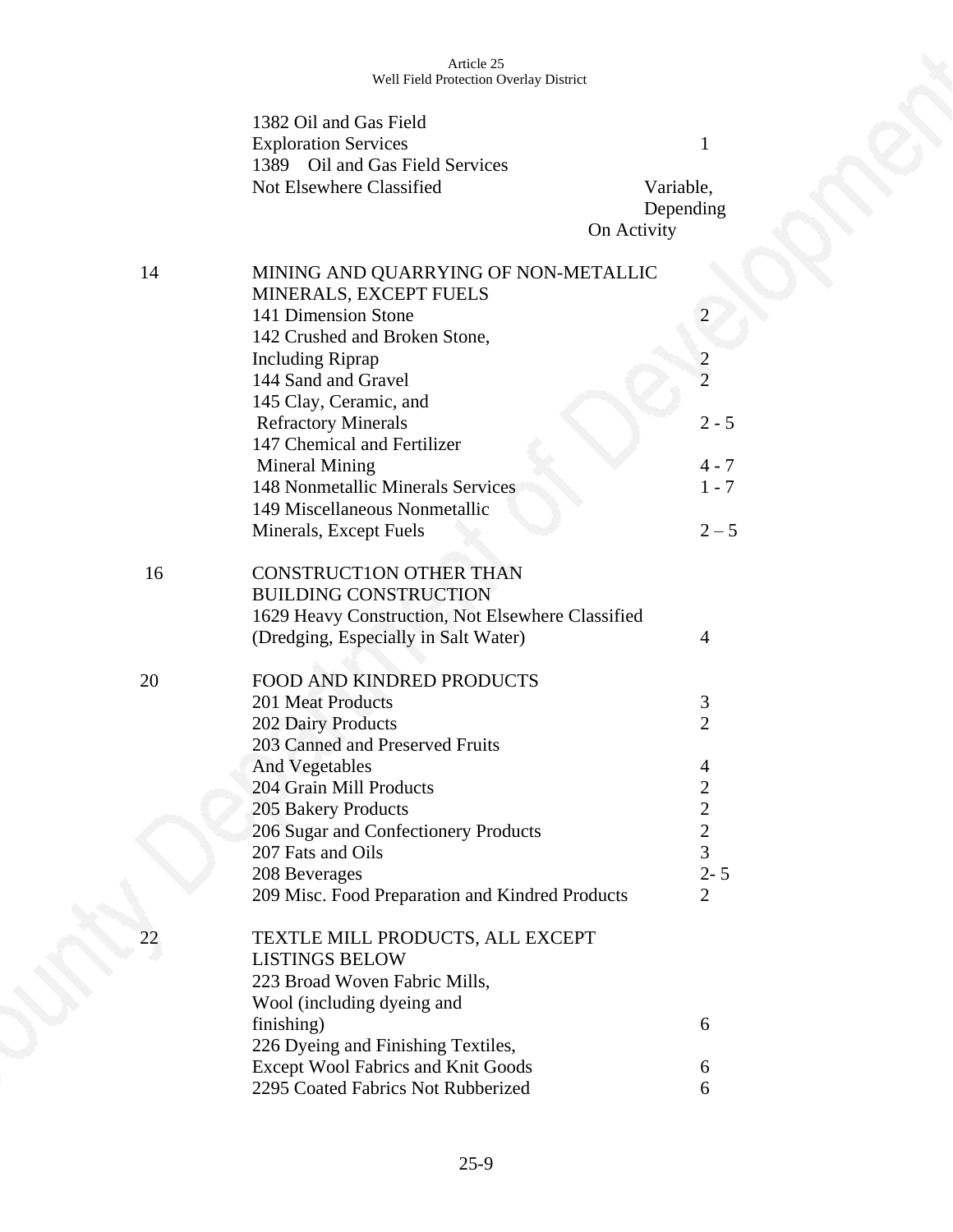| | | |
|---|---|---|
| | 1382 Oil and Gas Field Exploration Services | 1 |
| | 1389 Oil and Gas Field Services Not Elsewhere Classified | Variable, Depending On Activity |
| 14 | MINING AND QUARRYING OF NON-METALLIC MINERALS, EXCEPT FUELS | |
| | 141 Dimension Stone | 2 |
| | 142 Crushed and Broken Stone, Including Riprap | 2 |
| | 144 Sand and Gravel | 2 |
| | 145 Clay, Ceramic, and Refractory Minerals | 2 - 5 |
| | 147 Chemical and Fertilizer Mineral Mining | 4 - 7 |
| | 148 Nonmetallic Minerals Services | 1 - 7 |
| | 149 Miscellaneous Nonmetallic Minerals, Except Fuels | 2 – 5 |
| 16 | CONSTRUCT1ON OTHER THAN BUILDING CONSTRUCTION | |
| | 1629 Heavy Construction, Not Elsewhere Classified (Dredging, Especially in Salt Water) | 4 |
| 20 | FOOD AND KINDRED PRODUCTS | |
| | 201 Meat Products | 3 |
| | 202 Dairy Products | 2 |
| | 203 Canned and Preserved Fruits And Vegetables | 4 |
| | 204 Grain Mill Products | 2 |
| | 205 Bakery Products | 2 |
| | 206 Sugar and Confectionery Products | 2 |
| | 207 Fats and Oils | 3 |
| | 208 Beverages | 2- 5 |
| | 209 Misc. Food Preparation and Kindred Products | 2 |
| 22 | TEXTLE MILL PRODUCTS, ALL EXCEPT LISTINGS BELOW | |
| | 223 Broad Woven Fabric Mills, Wool (including dyeing and finishing) | 6 |
| | 226 Dyeing and Finishing Textiles, Except Wool Fabrics and Knit Goods | 6 |
| | 2295 Coated Fabrics Not Rubberized | 6 |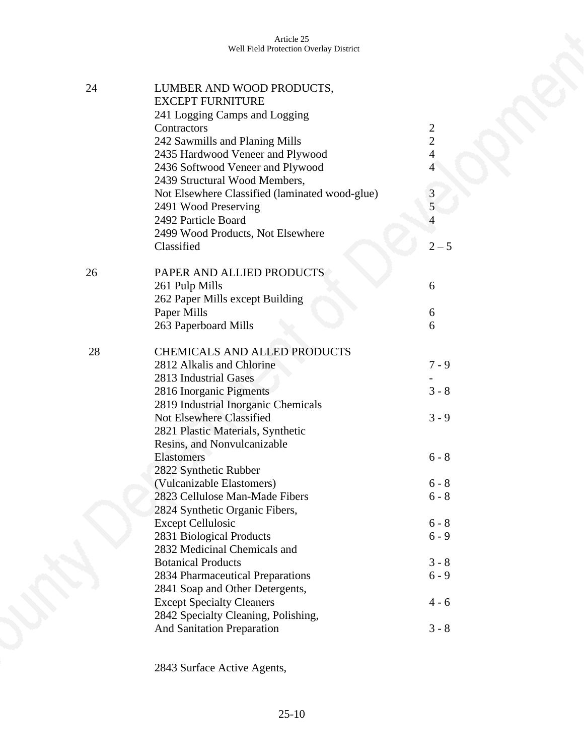| | | |
|---|---|---|
| 24 | LUMBER AND WOOD PRODUCTS, EXCEPT FURNITURE | |
| | 241 Logging Camps and Logging Contractors | 2 |
| | 242 Sawmills and Planing Mills | 2 |
| | 2435 Hardwood Veneer and Plywood | 4 |
| | 2436 Softwood Veneer and Plywood | 4 |
| | 2439 Structural Wood Members, Not Elsewhere Classified (laminated wood-glue) | 3 |
| | 2491 Wood Preserving | 5 |
| | 2492 Particle Board | 4 |
| | 2499 Wood Products, Not Elsewhere Classified | 2 – 5 |
| 26 | PAPER AND ALLIED PRODUCTS | |
| | 261 Pulp Mills | 6 |
| | 262 Paper Mills except Building Paper Mills | 6 |
| | 263 Paperboard Mills | 6 |
| 28 | CHEMICALS AND ALLED PRODUCTS | |
| | 2812 Alkalis and Chlorine | 7 - 9 |
| | 2813 Industrial Gases | - |
| | 2816 Inorganic Pigments | 3 - 8 |
| | 2819 Industrial Inorganic Chemicals Not Elsewhere Classified | 3 - 9 |
| | 2821 Plastic Materials, Synthetic Resins, and Nonvulcanizable Elastomers | 6 - 8 |
| | 2822 Synthetic Rubber (Vulcanizable Elastomers) | 6 - 8 |
| | 2823 Cellulose Man-Made Fibers | 6 - 8 |
| | 2824 Synthetic Organic Fibers, Except Cellulosic | 6 - 8 |
| | 2831 Biological Products | 6 - 9 |
| | 2832 Medicinal Chemicals and Botanical Products | 3 - 8 |
| | 2834 Pharmaceutical Preparations | 6 - 9 |
| | 2841 Soap and Other Detergents, Except Specialty Cleaners | 4 - 6 |
| | 2842 Specialty Cleaning, Polishing, And Sanitation Preparation | 3 - 8 |
| | 2843 Surface Active Agents, | |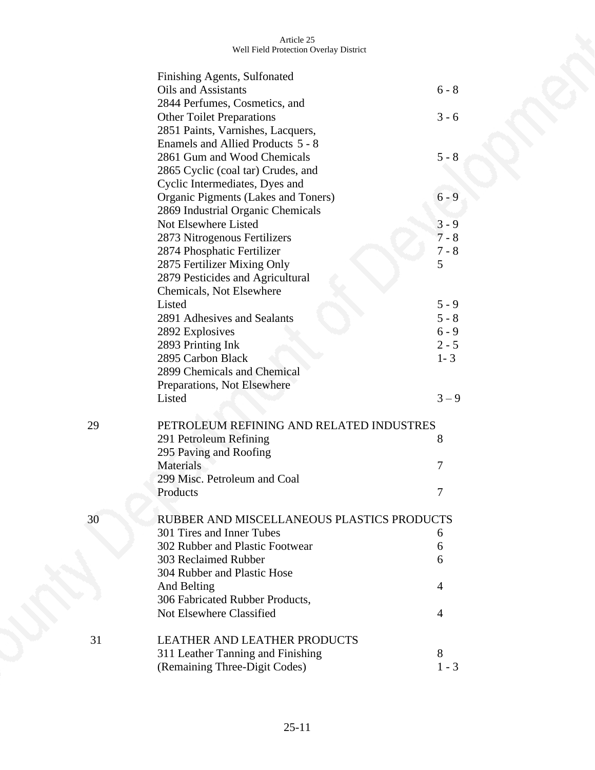| | | |
|---|---|---|
| | Finishing Agents, Sulfonated Oils and Assistants | 6 - 8 |
| | 2844 Perfumes, Cosmetics, and Other Toilet Preparations | 3 - 6 |
| | 2851 Paints, Varnishes, Lacquers, Enamels and Allied Products | 5 - 8 |
| | 2861 Gum and Wood Chemicals | 5 - 8 |
| | 2865 Cyclic (coal tar) Crudes, and Cyclic Intermediates, Dyes and Organic Pigments (Lakes and Toners) | 6 - 9 |
| | 2869 Industrial Organic Chemicals Not Elsewhere Listed | 3 - 9 |
| | 2873 Nitrogenous Fertilizers | 7 - 8 |
| | 2874 Phosphatic Fertilizer | 7 - 8 |
| | 2875 Fertilizer Mixing Only | 5 |
| | 2879 Pesticides and Agricultural Chemicals, Not Elsewhere Listed | 5 - 9 |
| | 2891 Adhesives and Sealants | 5 - 8 |
| | 2892 Explosives | 6 - 9 |
| | 2893 Printing Ink | 2 - 5 |
| | 2895 Carbon Black | 1- 3 |
| | 2899 Chemicals and Chemical Preparations, Not Elsewhere Listed | 3 – 9 |
| 29 | PETROLEUM REFINING AND RELATED INDUSTRES | |
| | 291 Petroleum Refining | 8 |
| | 295 Paving and Roofing Materials | 7 |
| | 299 Misc. Petroleum and Coal Products | 7 |
| 30 | RUBBER AND MISCELLANEOUS PLASTICS PRODUCTS | |
| | 301 Tires and Inner Tubes | 6 |
| | 302 Rubber and Plastic Footwear | 6 |
| | 303 Reclaimed Rubber | 6 |
| | 304 Rubber and Plastic Hose And Belting | 4 |
| | 306 Fabricated Rubber Products, Not Elsewhere Classified | 4 |
| 31 | LEATHER AND LEATHER PRODUCTS | |
| | 311 Leather Tanning and Finishing | 8 |
| | (Remaining Three-Digit Codes) | 1 - 3 |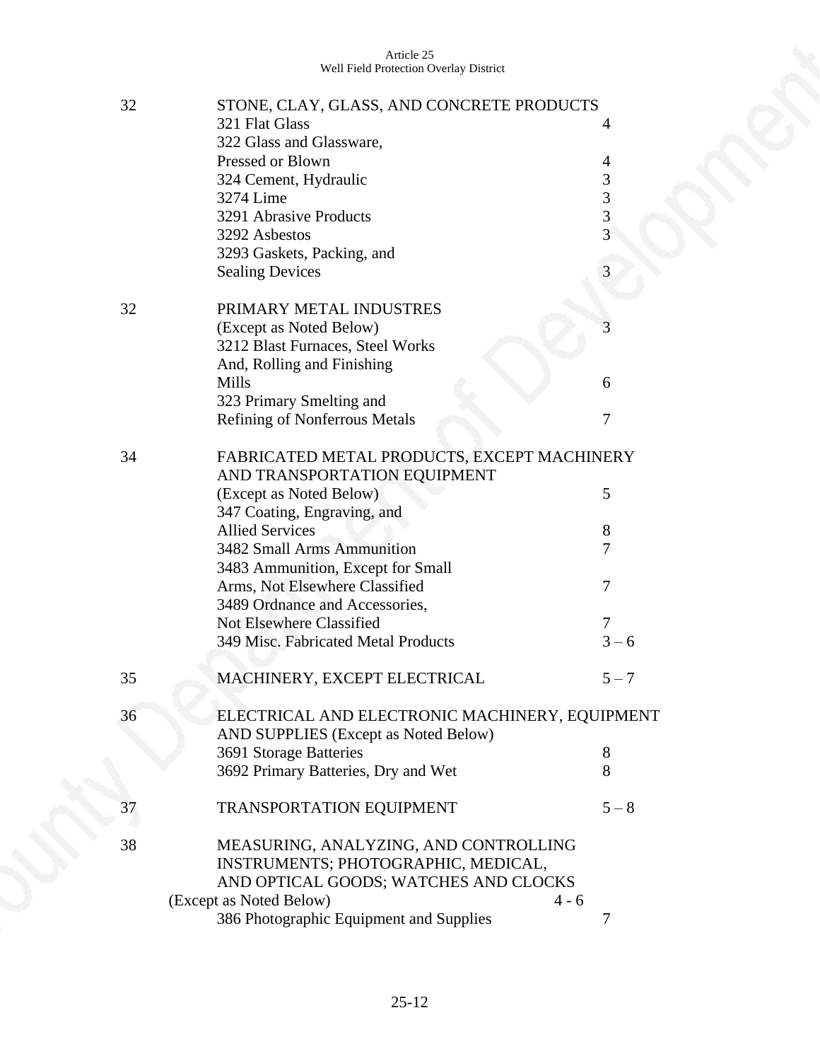| | | |
|---|---|---|
| 32 | STONE, CLAY, GLASS, AND CONCRETE PRODUCTS | |
| | 321 Flat Glass | 4 |
| | 322 Glass and Glassware, Pressed or Blown | 4 |
| | 324 Cement, Hydraulic | 3 |
| | 3274 Lime | 3 |
| | 3291 Abrasive Products | 3 |
| | 3292 Asbestos | 3 |
| | 3293 Gaskets, Packing, and Sealing Devices | 3 |
| 32 | PRIMARY METAL INDUSTRES (Except as Noted Below) | 3 |
| | 3212 Blast Furnaces, Steel Works And, Rolling and Finishing Mills | 6 |
| | 323 Primary Smelting and Refining of Nonferrous Metals | 7 |
| 34 | FABRICATED METAL PRODUCTS, EXCEPT MACHINERY AND TRANSPORTATION EQUIPMENT (Except as Noted Below) | 5 |
| | 347 Coating, Engraving, and Allied Services | 8 |
| | 3482 Small Arms Ammunition | 7 |
| | 3483 Ammunition, Except for Small Arms, Not Elsewhere Classified | 7 |
| | 3489 Ordnance and Accessories, Not Elsewhere Classified | 7 |
| | 349 Misc. Fabricated Metal Products | 3 – 6 |
| 35 | MACHINERY, EXCEPT ELECTRICAL | 5 – 7 |
| 36 | ELECTRICAL AND ELECTRONIC MACHINERY, EQUIPMENT AND SUPPLIES (Except as Noted Below) | |
| | 3691 Storage Batteries | 8 |
| | 3692 Primary Batteries, Dry and Wet | 8 |
| 37 | TRANSPORTATION EQUIPMENT | 5 – 8 |
| 38 | MEASURING, ANALYZING, AND CONTROLLING INSTRUMENTS; PHOTOGRAPHIC, MEDICAL, AND OPTICAL GOODS; WATCHES AND CLOCKS (Except as Noted Below) | 4 - 6 |
| | 386 Photographic Equipment and Supplies | 7 |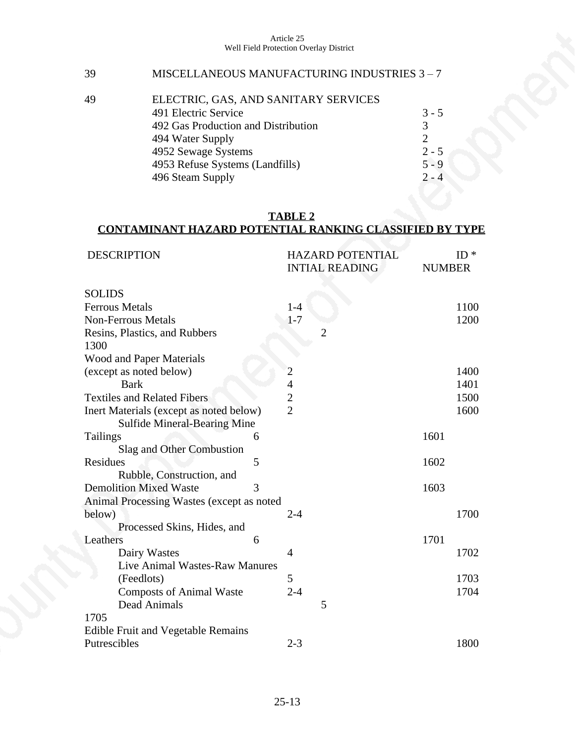| | | |
|---|---|---|
| 39 | MISCELLANEOUS MANUFACTURING INDUSTRIES 3 – 7 | |
| 49 | ELECTRIC, GAS, AND SANITARY SERVICES | |
| | 491 Electric Service | 3 - 5 |
| | 492 Gas Production and Distribution | 3 |
| | 494 Water Supply | 2 |
| | 4952 Sewage Systems | 2 - 5 |
| | 4953 Refuse Systems (Landfills) | 5 - 9 |
| | 496 Steam Supply | 2 - 4 |

## TABLE 2
## CONTAMINANT HAZARD POTENTIAL RANKING CLASSIFIED BY TYPE

| DESCRIPTION | HAZARD POTENTIAL INTIAL READING | ID * NUMBER |
|---|---|---|
| **SOLIDS** | | |
| Ferrous Metals | 1-4 | 1100 |
| Non-Ferrous Metals | 1-7 | 1200 |
| Resins, Plastics, and Rubbers | 2 | 1300 |
| Wood and Paper Materials (except as noted below) | 2 | 1400 |
| Bark | 4 | 1401 |
| Textiles and Related Fibers | 2 | 1500 |
| Inert Materials (except as noted below) | 2 | 1600 |
| Sulfide Mineral-Bearing Mine Tailings | 6 | 1601 |
| Slag and Other Combustion Residues | 5 | 1602 |
| Rubble, Construction, and Demolition Mixed Waste | 3 | 1603 |
| Animal Processing Wastes (except as noted below) | 2-4 | 1700 |
| Processed Skins, Hides, and Leathers | 6 | 1701 |
| Dairy Wastes | 4 | 1702 |
| Live Animal Wastes-Raw Manures (Feedlots) | 5 | 1703 |
| Composts of Animal Waste | 2-4 | 1704 |
| Dead Animals | 5 | 1705 |
| Edible Fruit and Vegetable Remains Putrescibles | 2-3 | 1800 |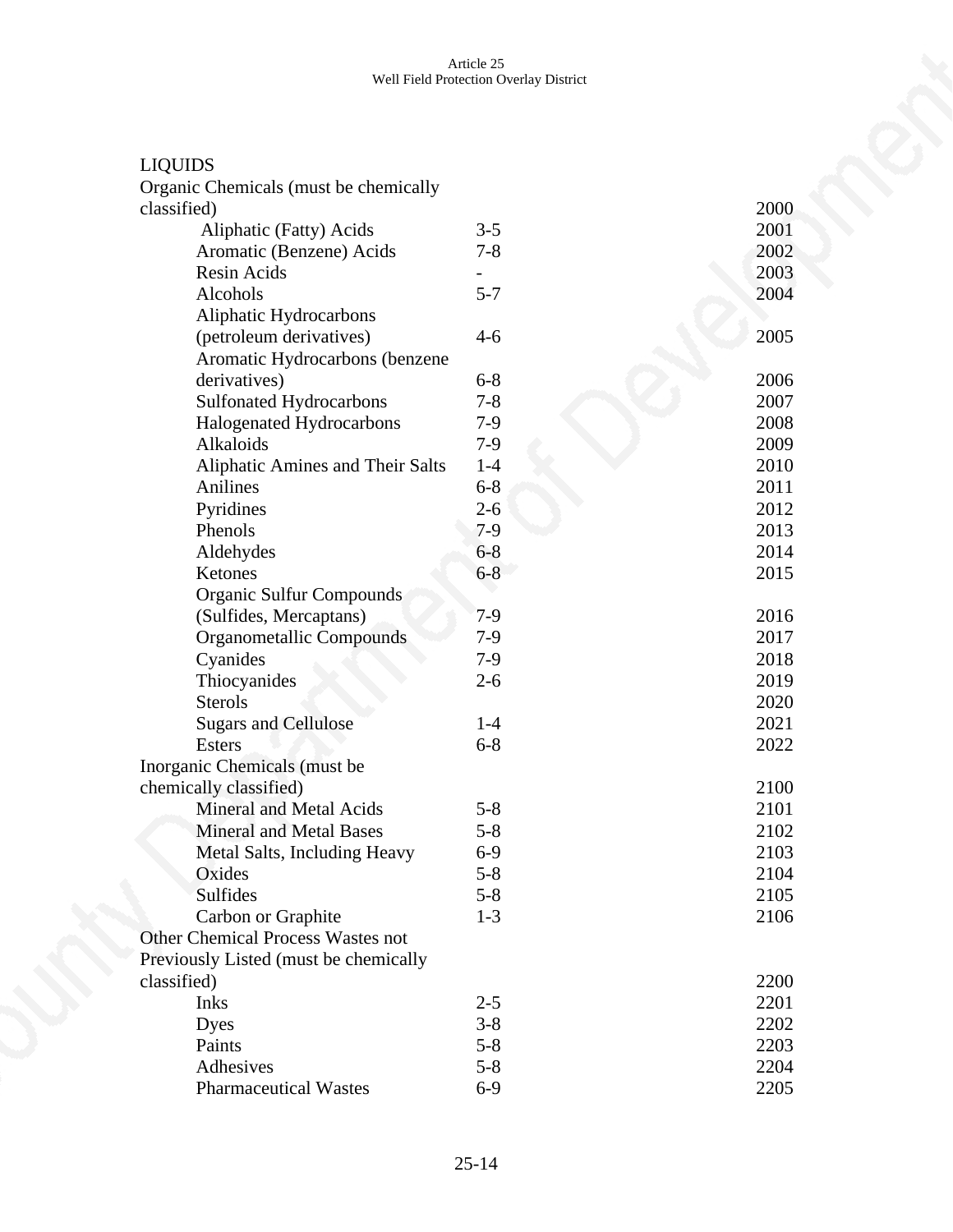LIQUIDS

| | | |
|---|---|---|
| Organic Chemicals (must be chemically classified) | | 2000 |
| Aliphatic (Fatty) Acids | 3-5 | 2001 |
| Aromatic (Benzene) Acids | 7-8 | 2002 |
| Resin Acids | - | 2003 |
| Alcohols | 5-7 | 2004 |
| Aliphatic Hydrocarbons (petroleum derivatives) | 4-6 | 2005 |
| Aromatic Hydrocarbons (benzene derivatives) | 6-8 | 2006 |
| Sulfonated Hydrocarbons | 7-8 | 2007 |
| Halogenated Hydrocarbons | 7-9 | 2008 |
| Alkaloids | 7-9 | 2009 |
| Aliphatic Amines and Their Salts | 1-4 | 2010 |
| Anilines | 6-8 | 2011 |
| Pyridines | 2-6 | 2012 |
| Phenols | 7-9 | 2013 |
| Aldehydes | 6-8 | 2014 |
| Ketones | 6-8 | 2015 |
| Organic Sulfur Compounds (Sulfides, Mercaptans) | 7-9 | 2016 |
| Organometallic Compounds | 7-9 | 2017 |
| Cyanides | 7-9 | 2018 |
| Thiocyanides | 2-6 | 2019 |
| Sterols | | 2020 |
| Sugars and Cellulose | 1-4 | 2021 |
| Esters | 6-8 | 2022 |
| Inorganic Chemicals (must be chemically classified) | | 2100 |
| Mineral and Metal Acids | 5-8 | 2101 |
| Mineral and Metal Bases | 5-8 | 2102 |
| Metal Salts, Including Heavy | 6-9 | 2103 |
| Oxides | 5-8 | 2104 |
| Sulfides | 5-8 | 2105 |
| Carbon or Graphite | 1-3 | 2106 |
| Other Chemical Process Wastes not Previously Listed (must be chemically classified) | | 2200 |
| Inks | 2-5 | 2201 |
| Dyes | 3-8 | 2202 |
| Paints | 5-8 | 2203 |
| Adhesives | 5-8 | 2204 |
| Pharmaceutical Wastes | 6-9 | 2205 |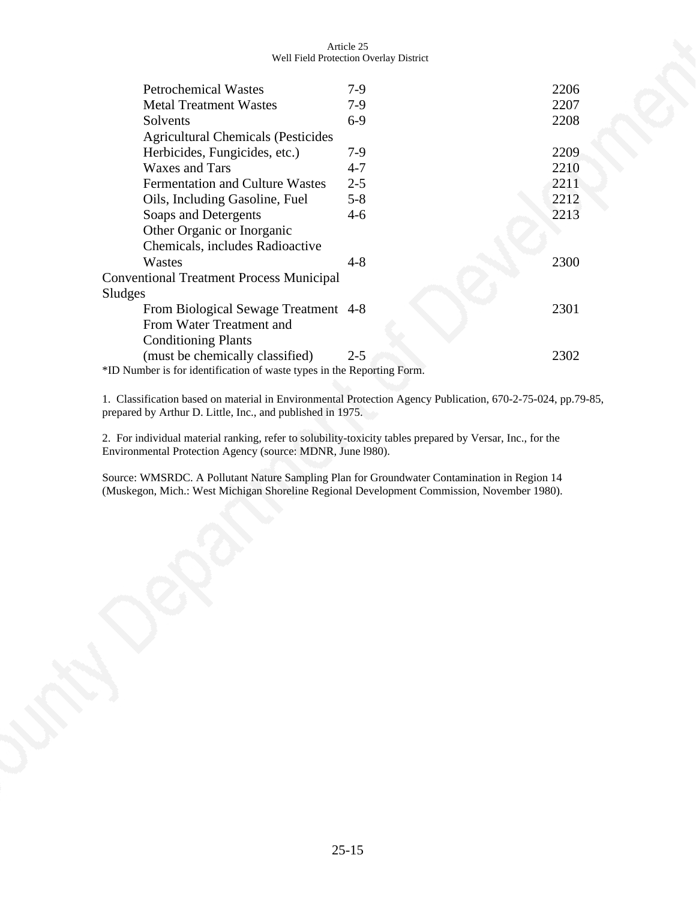| | | |
|---|---|---|
| Petrochemical Wastes | 7-9 | 2206 |
| Metal Treatment Wastes | 7-9 | 2207 |
| Solvents | 6-9 | 2208 |
| Agricultural Chemicals (Pesticides Herbicides, Fungicides, etc.) | 7-9 | 2209 |
| Waxes and Tars | 4-7 | 2210 |
| Fermentation and Culture Wastes | 2-5 | 2211 |
| Oils, Including Gasoline, Fuel | 5-8 | 2212 |
| Soaps and Detergents | 4-6 | 2213 |
| Other Organic or Inorganic Chemicals, includes Radioactive Wastes | 4-8 | 2300 |
| Conventional Treatment Process Municipal Sludges | | |
| From Biological Sewage Treatment | 4-8 | 2301 |
| From Water Treatment and Conditioning Plants (must be chemically classified) | 2-5 | 2302 |

*ID Number is for identification of waste types in the Reporting Form.

1. Classification based on material in Environmental Protection Agency Publication, 670-2-75-024, pp.79-85, prepared by Arthur D. Little, Inc., and published in 1975.

2. For individual material ranking, refer to solubility-toxicity tables prepared by Versar, Inc., for the Environmental Protection Agency (source: MDNR, June l980).

Source: WMSRDC. A Pollutant Nature Sampling Plan for Groundwater Contamination in Region 14 (Muskegon, Mich.: West Michigan Shoreline Regional Development Commission, November 1980).